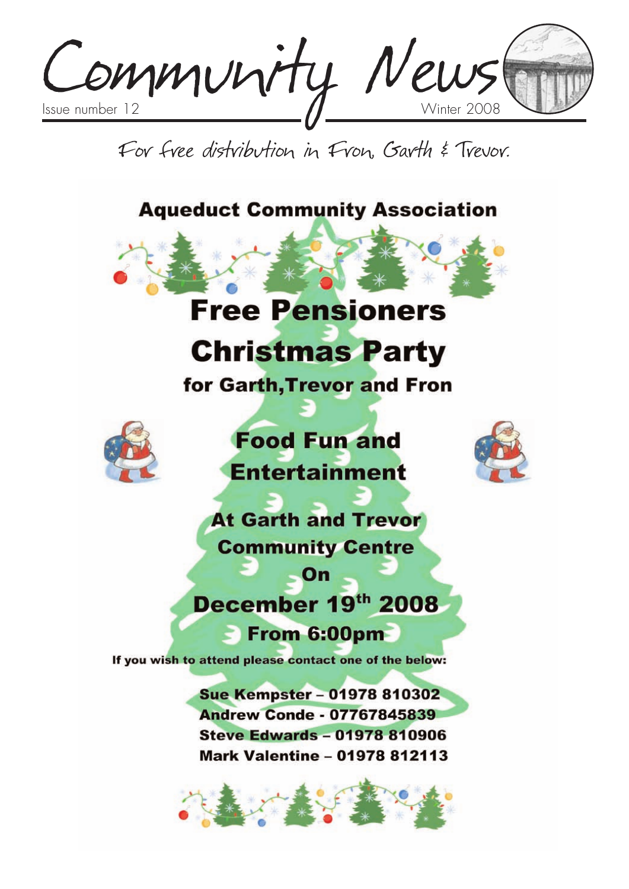# Community News

Issue number 12 Winter 2008

*For free distribution in Fron, Garth & Trevor.*

**Aqueduct Community Association**

## Free Pensioners Christmas Party

**for Garth, Trevor and Fron**

**Food Fun and Entertainment**

**At Garth and Trevor Community Centre**

**On**

**December 19th 2008**

**From 6:00pm**

**If you wish to attend please contact one of the below:**

**Sue Kempster – 01978 810302**
**Andrew Conde - 07767845839**
**Steve Edwards – 01978 810906**
**Mark Valentine – 01978 812113**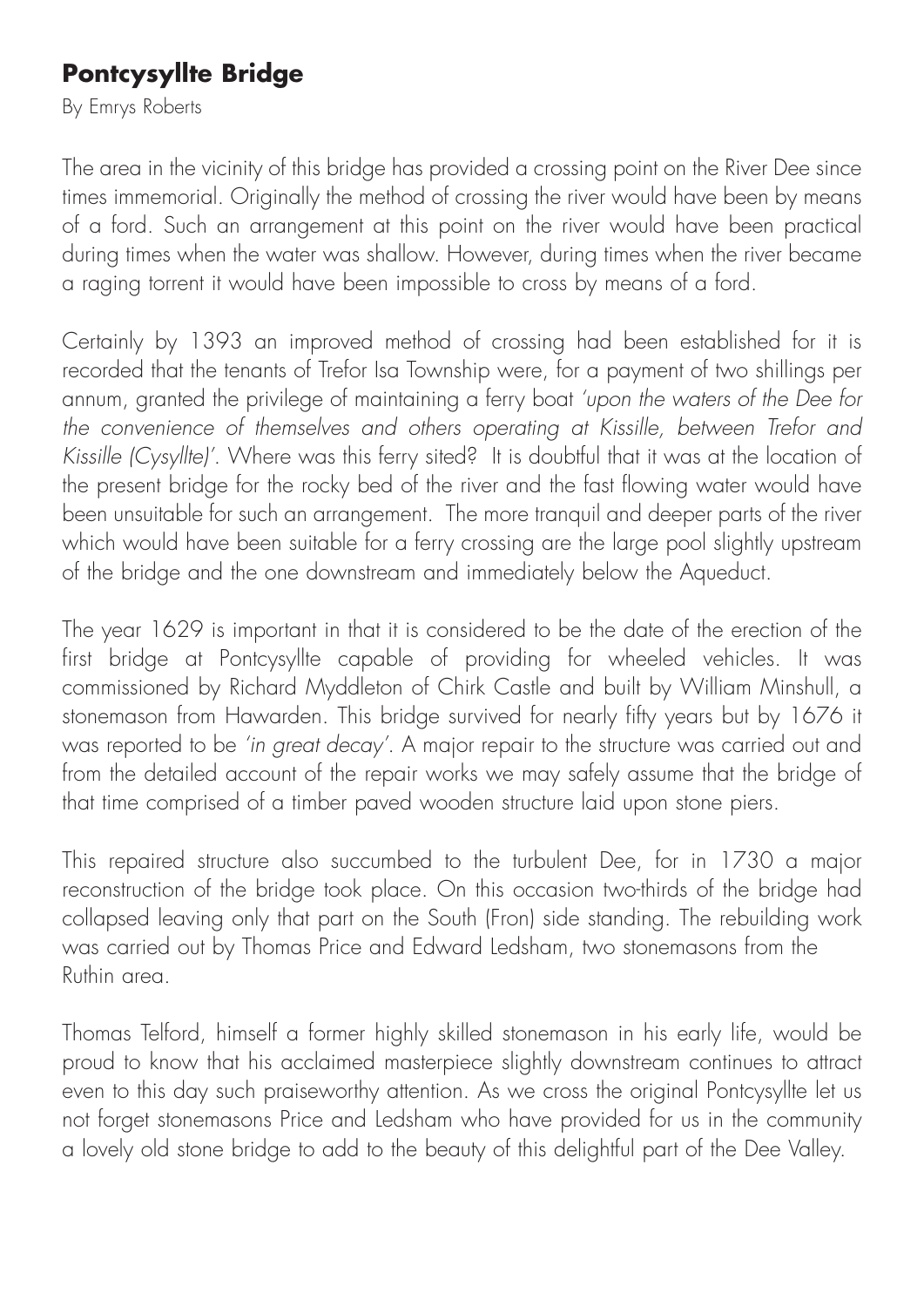## Pontcysyllte Bridge

By Emrys Roberts

The area in the vicinity of this bridge has provided a crossing point on the River Dee since times immemorial. Originally the method of crossing the river would have been by means of a ford. Such an arrangement at this point on the river would have been practical during times when the water was shallow. However, during times when the river became a raging torrent it would have been impossible to cross by means of a ford.

Certainly by 1393 an improved method of crossing had been established for it is recorded that the tenants of Trefor Isa Township were, for a payment of two shillings per annum, granted the privilege of maintaining a ferry boat *'upon the waters of the Dee for the convenience of themselves and others operating at Kissille, between Trefor and Kissille (Cysyllte)'*. Where was this ferry sited? It is doubtful that it was at the location of the present bridge for the rocky bed of the river and the fast flowing water would have been unsuitable for such an arrangement. The more tranquil and deeper parts of the river which would have been suitable for a ferry crossing are the large pool slightly upstream of the bridge and the one downstream and immediately below the Aqueduct.

The year 1629 is important in that it is considered to be the date of the erection of the first bridge at Pontcysyllte capable of providing for wheeled vehicles. It was commissioned by Richard Myddleton of Chirk Castle and built by William Minshull, a stonemason from Hawarden. This bridge survived for nearly fifty years but by 1676 it was reported to be *'in great decay'*. A major repair to the structure was carried out and from the detailed account of the repair works we may safely assume that the bridge of that time comprised of a timber paved wooden structure laid upon stone piers.

This repaired structure also succumbed to the turbulent Dee, for in 1730 a major reconstruction of the bridge took place. On this occasion two-thirds of the bridge had collapsed leaving only that part on the South (Fron) side standing. The rebuilding work was carried out by Thomas Price and Edward Ledsham, two stonemasons from the Ruthin area.

Thomas Telford, himself a former highly skilled stonemason in his early life, would be proud to know that his acclaimed masterpiece slightly downstream continues to attract even to this day such praiseworthy attention. As we cross the original Pontcysyllte let us not forget stonemasons Price and Ledsham who have provided for us in the community a lovely old stone bridge to add to the beauty of this delightful part of the Dee Valley.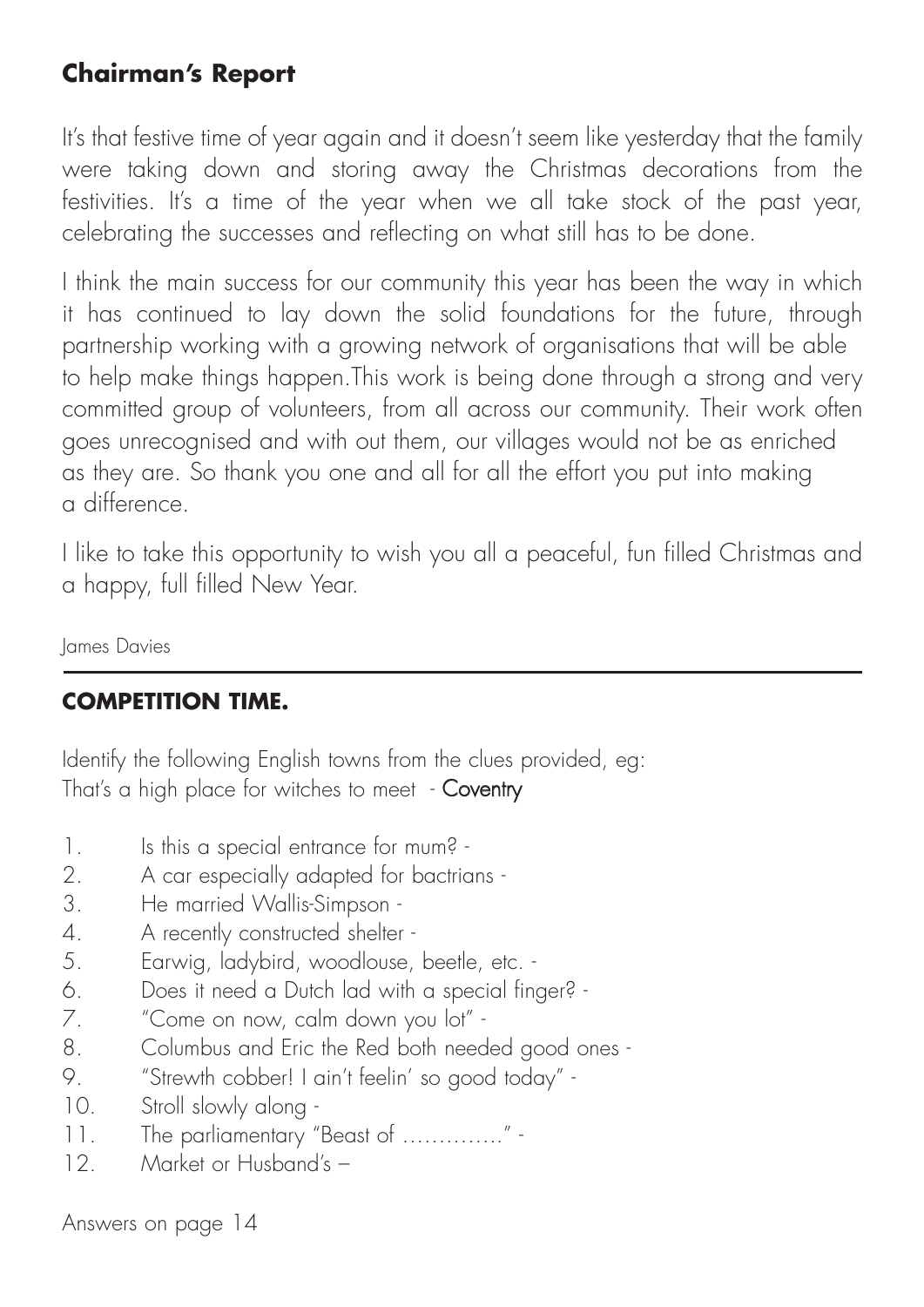## Chairman's Report

It's that festive time of year again and it doesn't seem like yesterday that the family were taking down and storing away the Christmas decorations from the festivities. It's a time of the year when we all take stock of the past year, celebrating the successes and reflecting on what still has to be done.

I think the main success for our community this year has been the way in which it has continued to lay down the solid foundations for the future, through partnership working with a growing network of organisations that will be able to help make things happen.This work is being done through a strong and very committed group of volunteers, from all across our community. Their work often goes unrecognised and with out them, our villages would not be as enriched as they are. So thank you one and all for all the effort you put into making a difference.

I like to take this opportunity to wish you all a peaceful, fun filled Christmas and a happy, full filled New Year.

James Davies

---

## COMPETITION TIME.

Identify the following English towns from the clues provided, eg:
That's a high place for witches to meet - Coventry

1. Is this a special entrance for mum? -
2. A car especially adapted for bactrians -
3. He married Wallis-Simpson -
4. A recently constructed shelter -
5. Earwig, ladybird, woodlouse, beetle, etc. -
6. Does it need a Dutch lad with a special finger? -
7. "Come on now, calm down you lot" -
8. Columbus and Eric the Red both needed good ones -
9. "Strewth cobber! I ain't feelin' so good today" -
10. Stroll slowly along -
11. The parliamentary "Beast of ………….." -
12. Market or Husband's –

Answers on page 14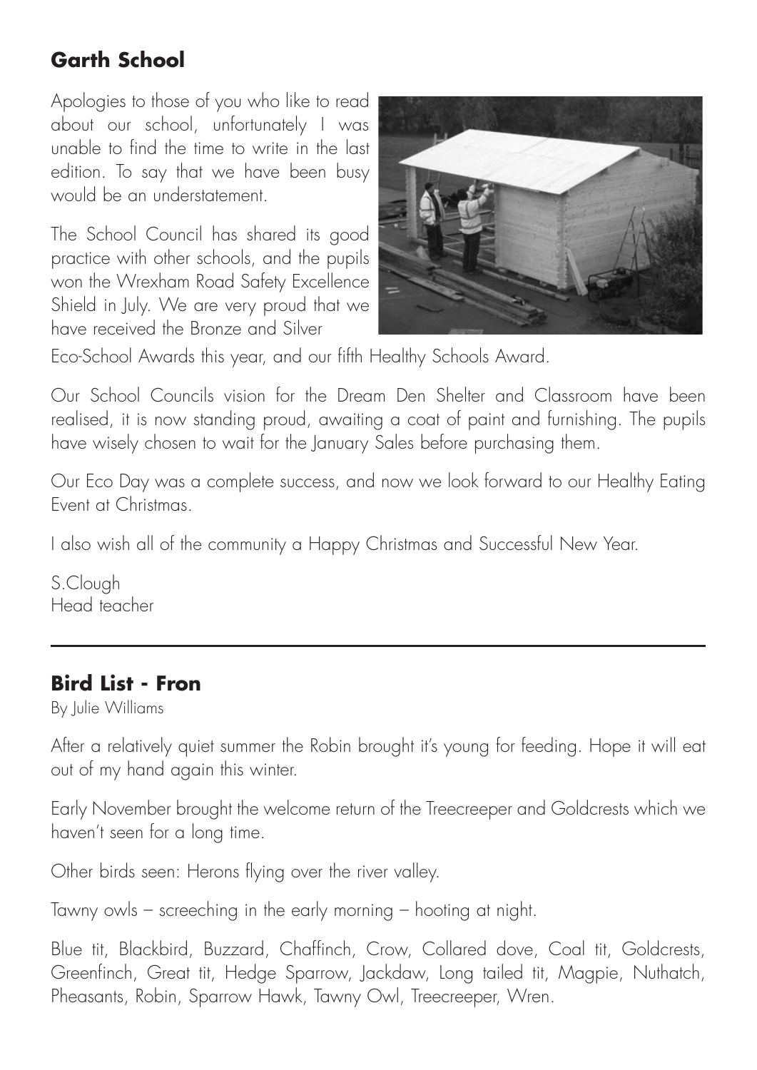## Garth School

Apologies to those of you who like to read about our school, unfortunately I was unable to find the time to write in the last edition. To say that we have been busy would be an understatement.

The School Council has shared its good practice with other schools, and the pupils won the Wrexham Road Safety Excellence Shield in July. We are very proud that we have received the Bronze and Silver Eco-School Awards this year, and our fifth Healthy Schools Award.

Our School Councils vision for the Dream Den Shelter and Classroom have been realised, it is now standing proud, awaiting a coat of paint and furnishing. The pupils have wisely chosen to wait for the January Sales before purchasing them.

Our Eco Day was a complete success, and now we look forward to our Healthy Eating Event at Christmas.

I also wish all of the community a Happy Christmas and Successful New Year.

S.Clough
Head teacher

---

## Bird List - Fron

By Julie Williams

After a relatively quiet summer the Robin brought it's young for feeding. Hope it will eat out of my hand again this winter.

Early November brought the welcome return of the Treecreeper and Goldcrests which we haven't seen for a long time.

Other birds seen: Herons flying over the river valley.

Tawny owls – screeching in the early morning – hooting at night.

Blue tit, Blackbird, Buzzard, Chaffinch, Crow, Collared dove, Coal tit, Goldcrests, Greenfinch, Great tit, Hedge Sparrow, Jackdaw, Long tailed tit, Magpie, Nuthatch, Pheasants, Robin, Sparrow Hawk, Tawny Owl, Treecreeper, Wren.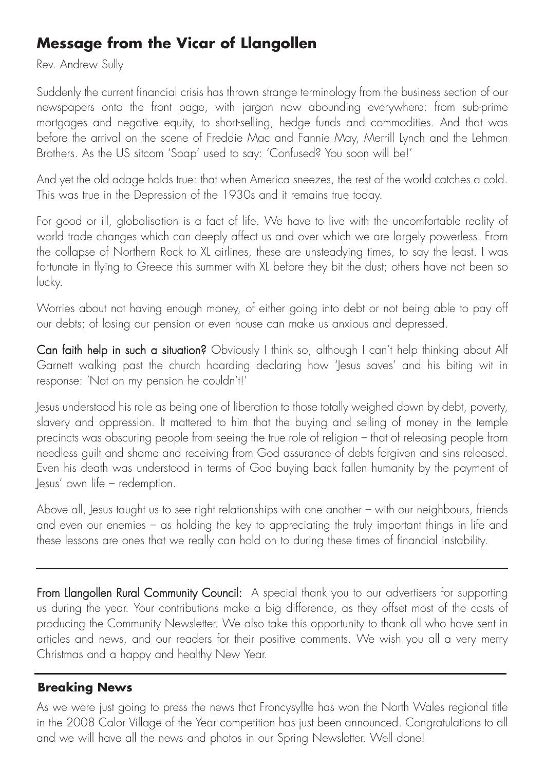## Message from the Vicar of Llangollen

Rev. Andrew Sully

Suddenly the current financial crisis has thrown strange terminology from the business section of our newspapers onto the front page, with jargon now abounding everywhere: from sub-prime mortgages and negative equity, to short-selling, hedge funds and commodities. And that was before the arrival on the scene of Freddie Mac and Fannie May, Merrill Lynch and the Lehman Brothers. As the US sitcom 'Soap' used to say: 'Confused? You soon will be!'

And yet the old adage holds true: that when America sneezes, the rest of the world catches a cold. This was true in the Depression of the 1930s and it remains true today.

For good or ill, globalisation is a fact of life. We have to live with the uncomfortable reality of world trade changes which can deeply affect us and over which we are largely powerless. From the collapse of Northern Rock to XL airlines, these are unsteadying times, to say the least. I was fortunate in flying to Greece this summer with XL before they bit the dust; others have not been so lucky.

Worries about not having enough money, of either going into debt or not being able to pay off our debts; of losing our pension or even house can make us anxious and depressed.

**Can faith help in such a situation?** Obviously I think so, although I can't help thinking about Alf Garnett walking past the church hoarding declaring how 'Jesus saves' and his biting wit in response: 'Not on my pension he couldn't!'

Jesus understood his role as being one of liberation to those totally weighed down by debt, poverty, slavery and oppression. It mattered to him that the buying and selling of money in the temple precincts was obscuring people from seeing the true role of religion – that of releasing people from needless guilt and shame and receiving from God assurance of debts forgiven and sins released. Even his death was understood in terms of God buying back fallen humanity by the payment of Jesus' own life – redemption.

Above all, Jesus taught us to see right relationships with one another – with our neighbours, friends and even our enemies – as holding the key to appreciating the truly important things in life and these lessons are ones that we really can hold on to during these times of financial instability.

---

**From Llangollen Rural Community Council:** A special thank you to our advertisers for supporting us during the year. Your contributions make a big difference, as they offset most of the costs of producing the Community Newsletter. We also take this opportunity to thank all who have sent in articles and news, and our readers for their positive comments. We wish you all a very merry Christmas and a happy and healthy New Year.

---

## Breaking News

As we were just going to press the news that Froncysyllte has won the North Wales regional title in the 2008 Calor Village of the Year competition has just been announced. Congratulations to all and we will have all the news and photos in our Spring Newsletter. Well done!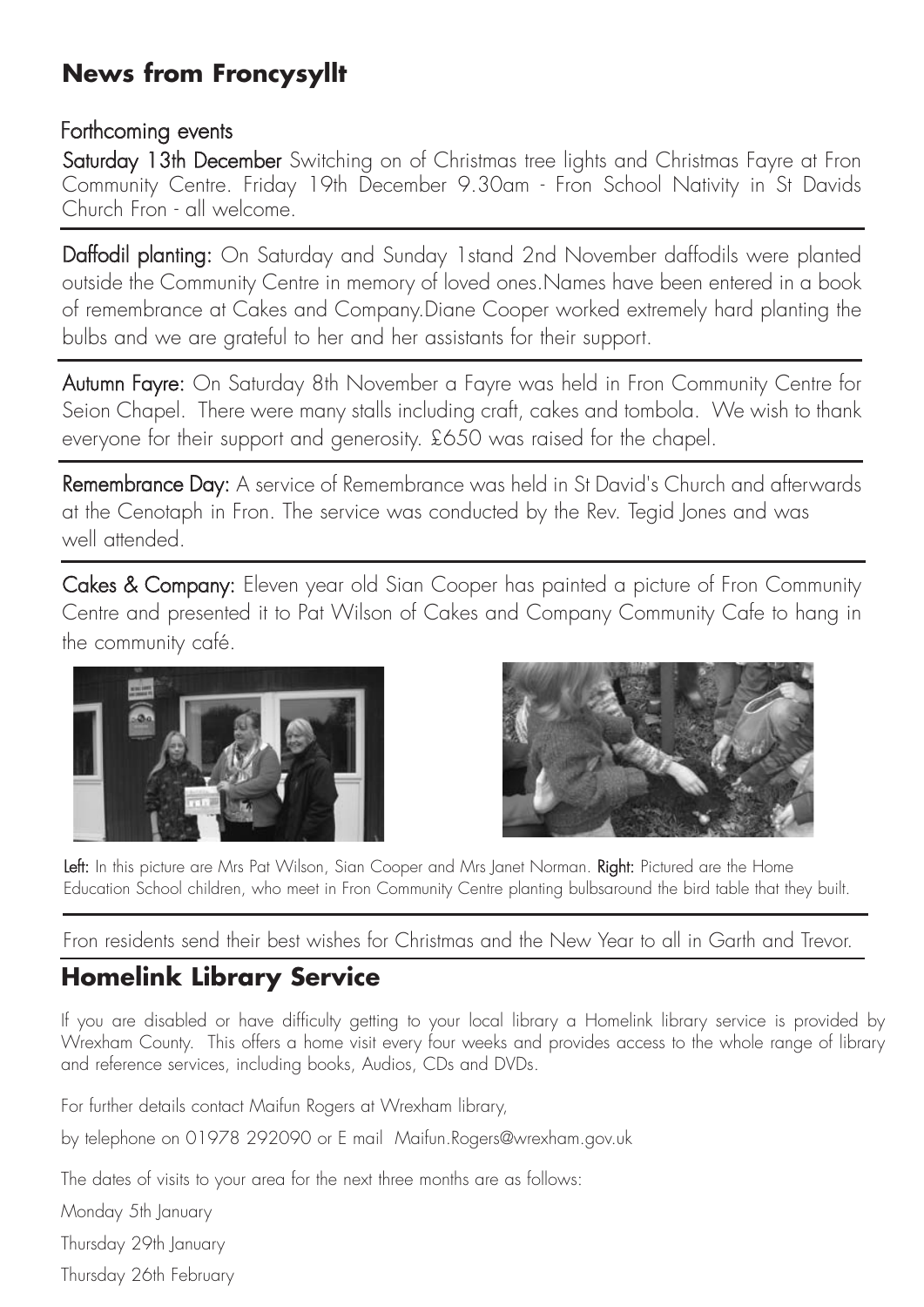## News from Froncysyllt

### Forthcoming events

**Saturday 13th December** Switching on of Christmas tree lights and Christmas Fayre at Fron Community Centre. Friday 19th December 9.30am - Fron School Nativity in St Davids Church Fron - all welcome.

**Daffodil planting:** On Saturday and Sunday 1stand 2nd November daffodils were planted outside the Community Centre in memory of loved ones.Names have been entered in a book of remembrance at Cakes and Company.Diane Cooper worked extremely hard planting the bulbs and we are grateful to her and her assistants for their support.

**Autumn Fayre:** On Saturday 8th November a Fayre was held in Fron Community Centre for Seion Chapel. There were many stalls including craft, cakes and tombola. We wish to thank everyone for their support and generosity. £650 was raised for the chapel.

**Remembrance Day:** A service of Remembrance was held in St David's Church and afterwards at the Cenotaph in Fron. The service was conducted by the Rev. Tegid Jones and was well attended.

**Cakes & Company:** Eleven year old Sian Cooper has painted a picture of Fron Community Centre and presented it to Pat Wilson of Cakes and Company Community Cafe to hang in the community café.

**Left:** In this picture are Mrs Pat Wilson, Sian Cooper and Mrs Janet Norman. **Right:** Pictured are the Home Education School children, who meet in Fron Community Centre planting bulbsaround the bird table that they built.

Fron residents send their best wishes for Christmas and the New Year to all in Garth and Trevor.

## Homelink Library Service

If you are disabled or have difficulty getting to your local library a Homelink library service is provided by Wrexham County. This offers a home visit every four weeks and provides access to the whole range of library and reference services, including books, Audios, CDs and DVDs.

For further details contact Maifun Rogers at Wrexham library,

by telephone on 01978 292090 or E mail Maifun.Rogers@wrexham.gov.uk

The dates of visits to your area for the next three months are as follows:

Monday 5th January

Thursday 29th January

Thursday 26th February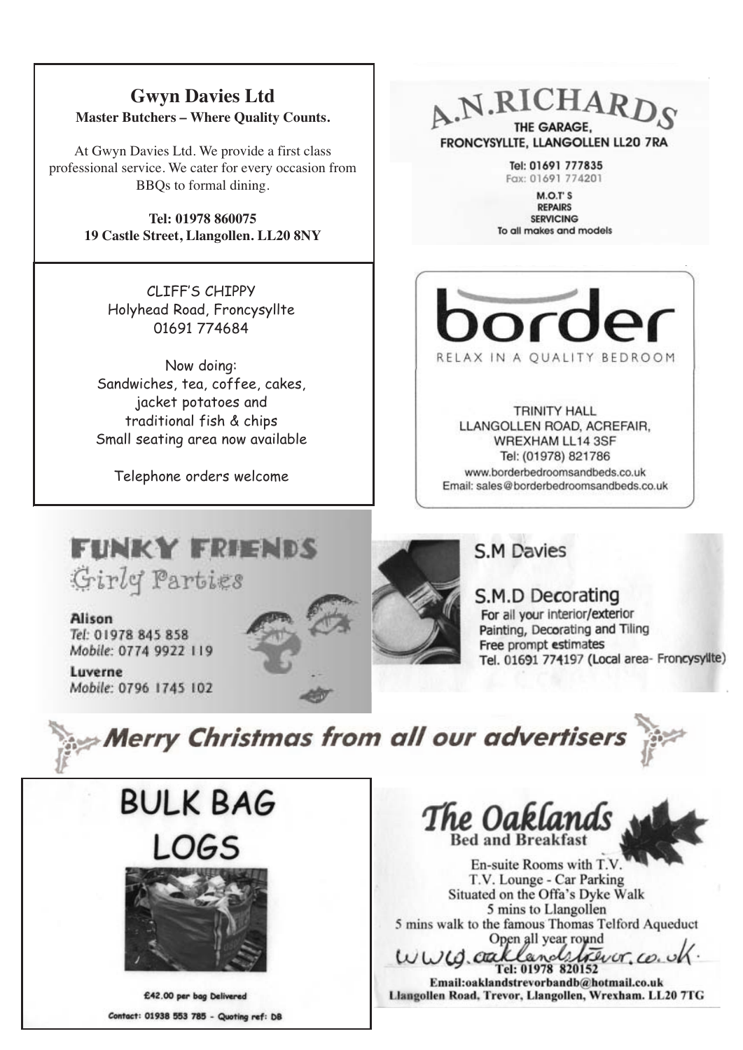## Gwyn Davies Ltd

**Master Butchers – Where Quality Counts.**

At Gwyn Davies Ltd. We provide a first class professional service. We cater for every occasion from BBQs to formal dining.

**Tel: 01978 860075**
**19 Castle Street, Llangollen. LL20 8NY**

---

## A.N.RICHARDS

THE GARAGE,
FRONCYSYLLTE, LLANGOLLEN LL20 7RA

Tel: 01691 777835
Fax: 01691 774201

M.O.T'S
REPAIRS
SERVICING
To all makes and models

---

CLIFF'S CHIPPY
Holyhead Road, Froncysyllte
01691 774684

Now doing:
Sandwiches, tea, coffee, cakes, jacket potatoes and traditional fish & chips
Small seating area now available

Telephone orders welcome

---

## border

RELAX IN A QUALITY BEDROOM

TRINITY HALL
LLANGOLLEN ROAD, ACREFAIR,
WREXHAM LL14 3SF
Tel: (01978) 821786
www.borderbedroomsandbeds.co.uk
Email: sales@borderbedroomsandbeds.co.uk

---

## FUNKY FRIENDS

Girly Parties

**Alison**
*Tel:* 01978 845 858
*Mobile:* 0774 9922 119

**Luverne**
*Mobile:* 0796 1745 102

---

## S.M Davies

### S.M.D Decorating

For all your interior/exterior
Painting, Decorating and Tiling
Free prompt estimates
Tel. 01691 774197 (Local area- Froncysyllte)

---

***Merry Christmas from all our advertisers***

---

## BULK BAG LOGS

£42.00 per bag Delivered

Contact: 01938 553 785 - Quoting ref: DB

---

## The Oaklands

**Bed and Breakfast**

En-suite Rooms with T.V.
T.V. Lounge - Car Parking
Situated on the Offa's Dyke Walk
5 mins to Llangollen
5 mins walk to the famous Thomas Telford Aqueduct
Open all year round
www.oaklandstrevor.co.uk
**Tel: 01978 820152**
**Email:oaklandstrevorbandb@hotmail.co.uk**
**Llangollen Road, Trevor, Llangollen, Wrexham. LL20 7TG**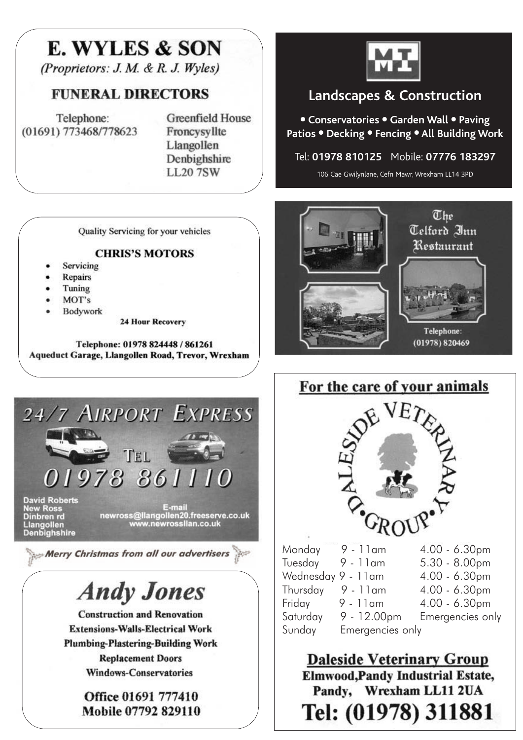# E. WYLES & SON

*(Proprietors: J. M. & R. J. Wyles)*

## FUNERAL DIRECTORS

Telephone:
(01691) 773468/778623

Greenfield House
Froncysyllte
Llangollen
Denbighshire
LL20 7SW

---

## Landscapes & Construction

**• Conservatories • Garden Wall • Paving**
**Patios • Decking • Fencing • All Building Work**

Tel: **01978 810125** Mobile: **07776 183297**

106 Cae Gwilynlane, Cefn Mawr, Wrexham LL14 3PD

---

Quality Servicing for your vehicles

## CHRIS'S MOTORS

- Servicing
- Repairs
- Tuning
- MOT's
- Bodywork

**24 Hour Recovery**

**Telephone: 01978 824448 / 861261**
**Aqueduct Garage, Llangollen Road, Trevor, Wrexham**

---

## The Telford Inn Restaurant

Telephone:
(01978) 820469

---

## 24/7 AIRPORT EXPRESS

TEL
**01978 861110**

David Roberts
New Ross
Dinbren rd
Llangollen
Denbighshire

E-mail
newross@llangollen20.freeserve.co.uk
www.newrossllan.co.uk

---

*Merry Christmas from all our advertisers*

---

# Andy Jones

**Construction and Renovation**
**Extensions-Walls-Electrical Work**
**Plumbing-Plastering-Building Work**
**Replacement Doors**
**Windows-Conservatories**

**Office 01691 777410**
**Mobile 07792 829110**

---

## For the care of your animals

DALESIDE VETERINARY GROUP

| | | |
|---|---|---|
| Monday | 9 - 11am | 4.00 - 6.30pm |
| Tuesday | 9 - 11am | 5.30 - 8.00pm |
| Wednesday | 9 - 11am | 4.00 - 6.30pm |
| Thursday | 9 - 11am | 4.00 - 6.30pm |
| Friday | 9 - 11am | 4.00 - 6.30pm |
| Saturday | 9 - 12.00pm | Emergencies only |
| Sunday | Emergencies only | |

**Daleside Veterinary Group**
**Elmwood,Pandy Industrial Estate,**
**Pandy, Wrexham LL11 2UA**
**Tel: (01978) 311881**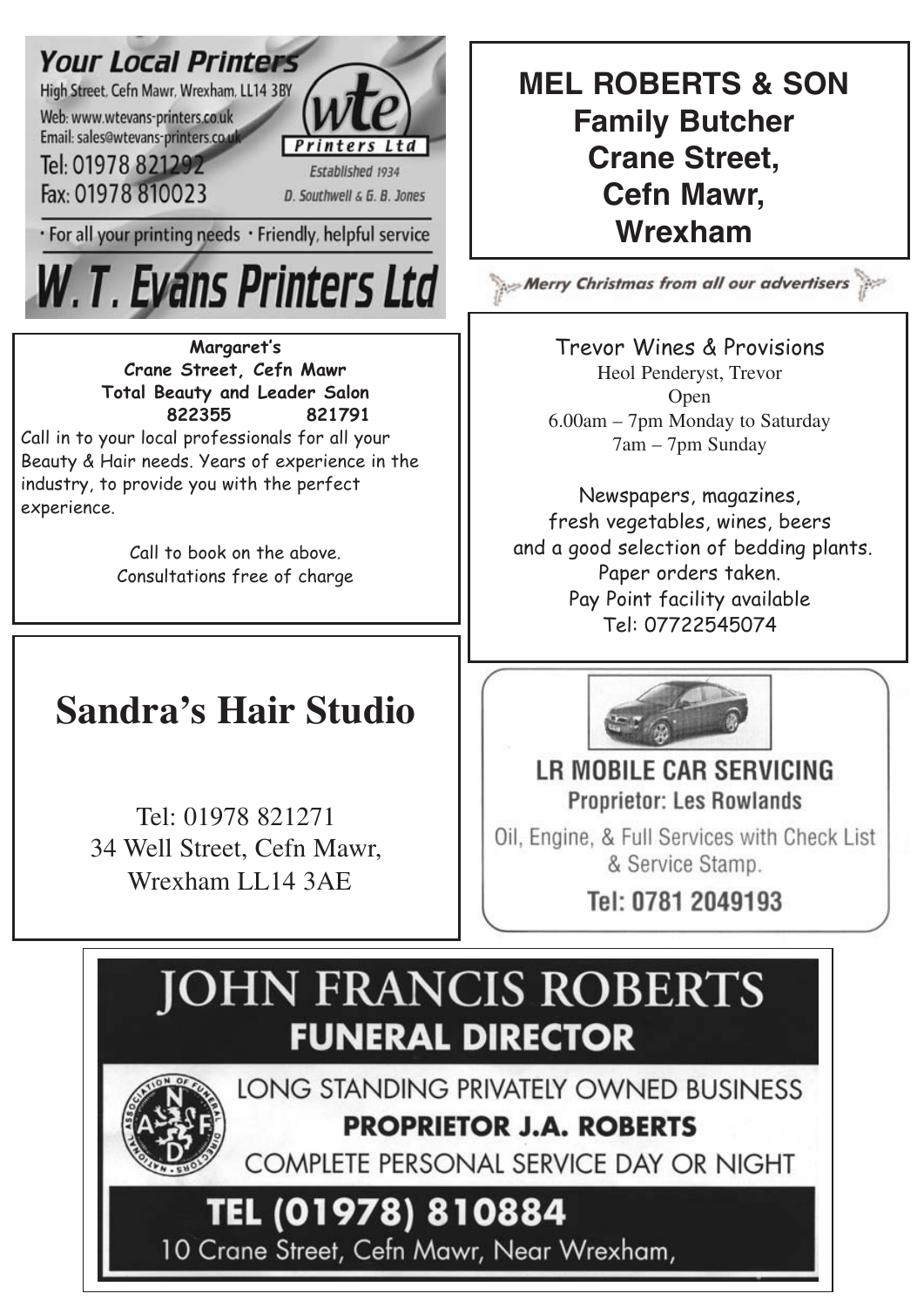**Your Local Printers**

High Street, Cefn Mawr, Wrexham, LL14 3BY

Web: www.wtevans-printers.co.uk

Email: sales@wtevans-printers.co.uk

Tel: 01978 821292

Fax: 01978 810023

wte Printers Ltd

Established 1934

D. Southwell & G. B. Jones

· For all your printing needs · Friendly, helpful service

# W. T. Evans Printers Ltd

---

**MEL ROBERTS & SON**
**Family Butcher**
**Crane Street,**
**Cefn Mawr,**
**Wrexham**

*Merry Christmas from all our advertisers*

---

**Margaret's**
**Crane Street, Cefn Mawr**
**Total Beauty and Leader Salon**
**822355 821791**

Call in to your local professionals for all your Beauty & Hair needs. Years of experience in the industry, to provide you with the perfect experience.

Call to book on the above.
Consultations free of charge

---

Trevor Wines & Provisions

Heol Penderyst, Trevor

Open

6.00am – 7pm Monday to Saturday

7am – 7pm Sunday

Newspapers, magazines,
fresh vegetables, wines, beers
and a good selection of bedding plants.
Paper orders taken.
Pay Point facility available
Tel: 07722545074

---

# Sandra's Hair Studio

Tel: 01978 821271
34 Well Street, Cefn Mawr,
Wrexham LL14 3AE

---

**LR MOBILE CAR SERVICING**

**Proprietor: Les Rowlands**

Oil, Engine, & Full Services with Check List & Service Stamp.

**Tel: 0781 2049193**

---

# JOHN FRANCIS ROBERTS

**FUNERAL DIRECTOR**

LONG STANDING PRIVATELY OWNED BUSINESS

**PROPRIETOR J.A. ROBERTS**

COMPLETE PERSONAL SERVICE DAY OR NIGHT

**TEL (01978) 810884**

10 Crane Street, Cefn Mawr, Near Wrexham,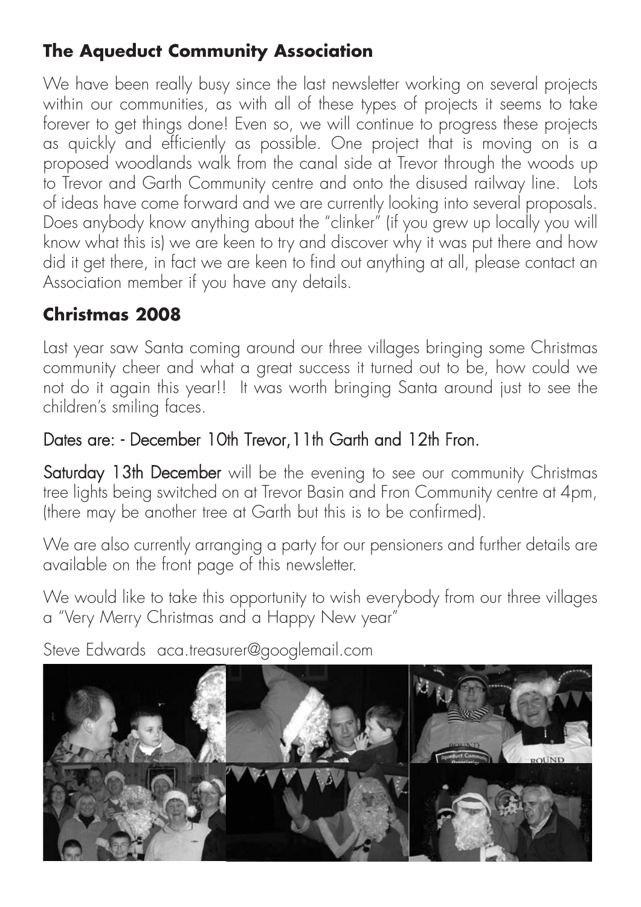## The Aqueduct Community Association

We have been really busy since the last newsletter working on several projects within our communities, as with all of these types of projects it seems to take forever to get things done! Even so, we will continue to progress these projects as quickly and efficiently as possible. One project that is moving on is a proposed woodlands walk from the canal side at Trevor through the woods up to Trevor and Garth Community centre and onto the disused railway line. Lots of ideas have come forward and we are currently looking into several proposals. Does anybody know anything about the "clinker" (if you grew up locally you will know what this is) we are keen to try and discover why it was put there and how did it get there, in fact we are keen to find out anything at all, please contact an Association member if you have any details.

## Christmas 2008

Last year saw Santa coming around our three villages bringing some Christmas community cheer and what a great success it turned out to be, how could we not do it again this year!! It was worth bringing Santa around just to see the children's smiling faces.

Dates are: - December 10th Trevor, 11th Garth and 12th Fron.

**Saturday 13th December** will be the evening to see our community Christmas tree lights being switched on at Trevor Basin and Fron Community centre at 4pm, (there may be another tree at Garth but this is to be confirmed).

We are also currently arranging a party for our pensioners and further details are available on the front page of this newsletter.

We would like to take this opportunity to wish everybody from our three villages a "Very Merry Christmas and a Happy New year"

Steve Edwards aca.treasurer@googlemail.com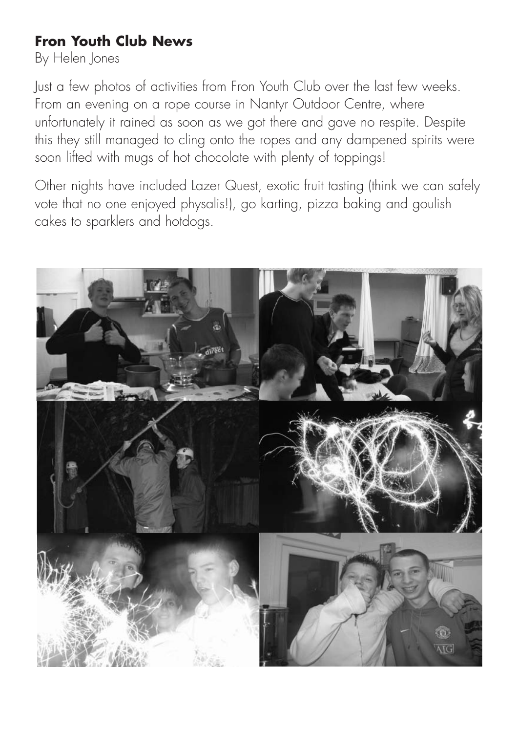**Fron Youth Club News**

By Helen Jones

Just a few photos of activities from Fron Youth Club over the last few weeks. From an evening on a rope course in Nantyr Outdoor Centre, where unfortunately it rained as soon as we got there and gave no respite. Despite this they still managed to cling onto the ropes and any dampened spirits were soon lifted with mugs of hot chocolate with plenty of toppings!

Other nights have included Lazer Quest, exotic fruit tasting (think we can safely vote that no one enjoyed physalis!), go karting, pizza baking and goulish cakes to sparklers and hotdogs.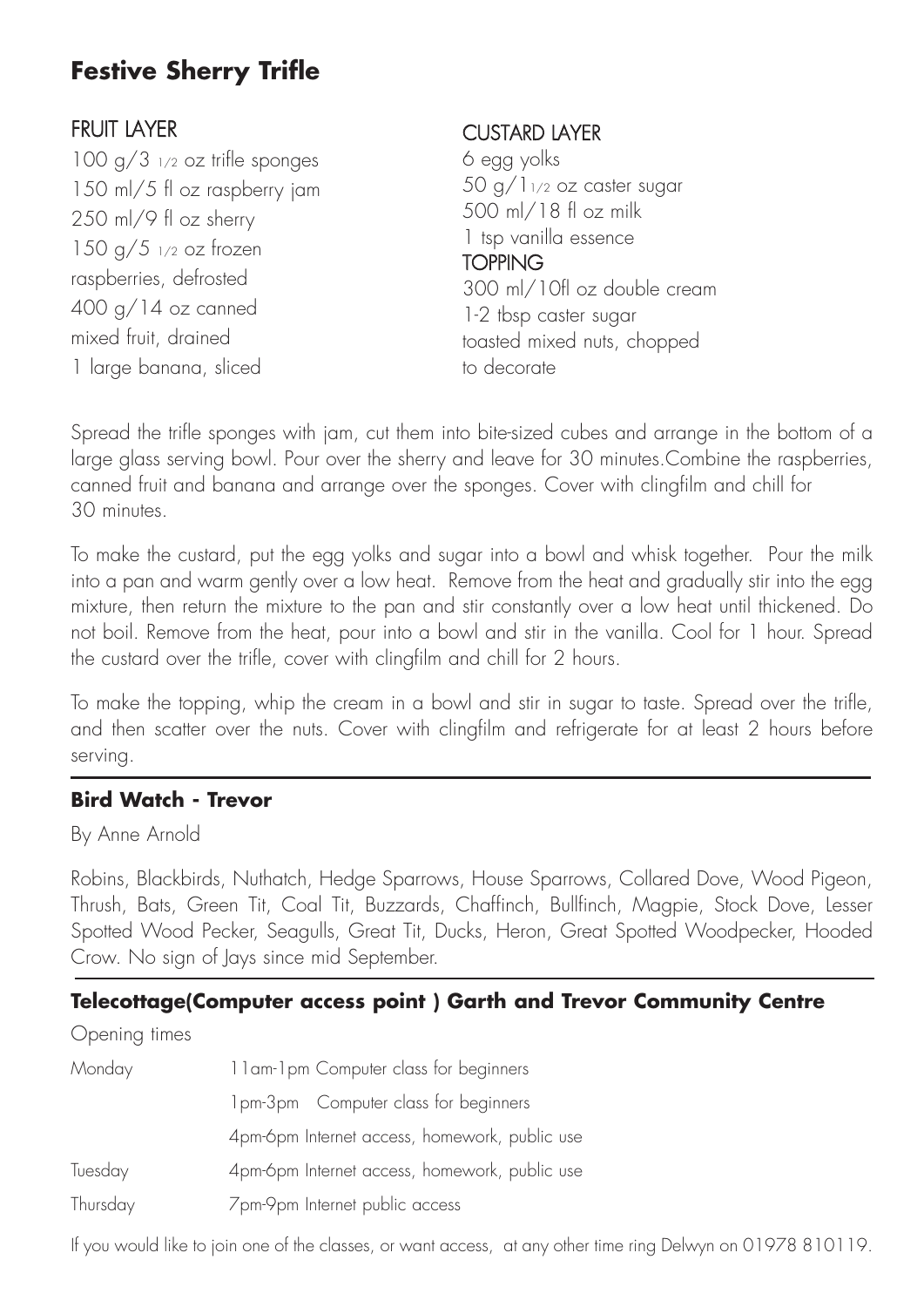# Festive Sherry Trifle

## FRUIT LAYER

100 g/3 1/2 oz trifle sponges
150 ml/5 fl oz raspberry jam
250 ml/9 fl oz sherry
150 g/5 1/2 oz frozen raspberries, defrosted
400 g/14 oz canned mixed fruit, drained
1 large banana, sliced

## CUSTARD LAYER

6 egg yolks
50 g/1 1/2 oz caster sugar
500 ml/18 fl oz milk
1 tsp vanilla essence

## TOPPING

300 ml/10fl oz double cream
1-2 tbsp caster sugar
toasted mixed nuts, chopped to decorate

Spread the trifle sponges with jam, cut them into bite-sized cubes and arrange in the bottom of a large glass serving bowl. Pour over the sherry and leave for 30 minutes.Combine the raspberries, canned fruit and banana and arrange over the sponges. Cover with clingfilm and chill for 30 minutes.

To make the custard, put the egg yolks and sugar into a bowl and whisk together. Pour the milk into a pan and warm gently over a low heat. Remove from the heat and gradually stir into the egg mixture, then return the mixture to the pan and stir constantly over a low heat until thickened. Do not boil. Remove from the heat, pour into a bowl and stir in the vanilla. Cool for 1 hour. Spread the custard over the trifle, cover with clingfilm and chill for 2 hours.

To make the topping, whip the cream in a bowl and stir in sugar to taste. Spread over the trifle, and then scatter over the nuts. Cover with clingfilm and refrigerate for at least 2 hours before serving.

---

## Bird Watch - Trevor

By Anne Arnold

Robins, Blackbirds, Nuthatch, Hedge Sparrows, House Sparrows, Collared Dove, Wood Pigeon, Thrush, Bats, Green Tit, Coal Tit, Buzzards, Chaffinch, Bullfinch, Magpie, Stock Dove, Lesser Spotted Wood Pecker, Seagulls, Great Tit, Ducks, Heron, Great Spotted Woodpecker, Hooded Crow. No sign of Jays since mid September.

---

## Telecottage(Computer access point ) Garth and Trevor Community Centre

Opening times

| | |
|---|---|
| Monday | 11am-1pm Computer class for beginners |
| | 1pm-3pm Computer class for beginners |
| | 4pm-6pm Internet access, homework, public use |
| Tuesday | 4pm-6pm Internet access, homework, public use |
| Thursday | 7pm-9pm Internet public access |

If you would like to join one of the classes, or want access, at any other time ring Delwyn on 01978 810119.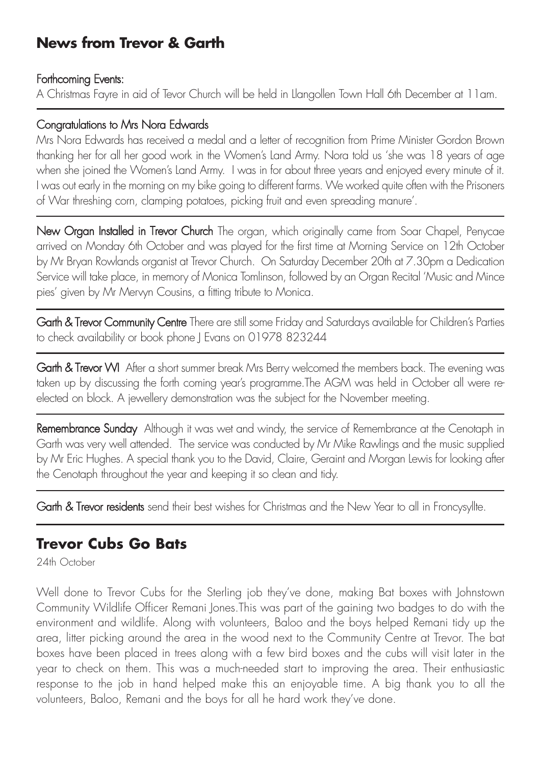## News from Trevor & Garth

**Forthcoming Events:**

A Christmas Fayre in aid of Tevor Church will be held in Llangollen Town Hall 6th December at 11am.

---

**Congratulations to Mrs Nora Edwards**

Mrs Nora Edwards has received a medal and a letter of recognition from Prime Minister Gordon Brown thanking her for all her good work in the Women's Land Army. Nora told us 'she was 18 years of age when she joined the Women's Land Army. I was in for about three years and enjoyed every minute of it. I was out early in the morning on my bike going to different farms. We worked quite often with the Prisoners of War threshing corn, clamping potatoes, picking fruit and even spreading manure'.

---

**New Organ Installed in Trevor Church** The organ, which originally came from Soar Chapel, Penycae arrived on Monday 6th October and was played for the first time at Morning Service on 12th October by Mr Bryan Rowlands organist at Trevor Church. On Saturday December 20th at 7.30pm a Dedication Service will take place, in memory of Monica Tomlinson, followed by an Organ Recital 'Music and Mince pies' given by Mr Mervyn Cousins, a fitting tribute to Monica.

---

**Garth & Trevor Community Centre** There are still some Friday and Saturdays available for Children's Parties to check availability or book phone J Evans on 01978 823244

---

**Garth & Trevor WI** After a short summer break Mrs Berry welcomed the members back. The evening was taken up by discussing the forth coming year's programme.The AGM was held in October all were re-elected on block. A jewellery demonstration was the subject for the November meeting.

---

**Remembrance Sunday** Although it was wet and windy, the service of Remembrance at the Cenotaph in Garth was very well attended. The service was conducted by Mr Mike Rawlings and the music supplied by Mr Eric Hughes. A special thank you to the David, Claire, Geraint and Morgan Lewis for looking after the Cenotaph throughout the year and keeping it so clean and tidy.

---

**Garth & Trevor residents** send their best wishes for Christmas and the New Year to all in Froncysyllte.

---

## Trevor Cubs Go Bats

24th October

Well done to Trevor Cubs for the Sterling job they've done, making Bat boxes with Johnstown Community Wildlife Officer Remani Jones.This was part of the gaining two badges to do with the environment and wildlife. Along with volunteers, Baloo and the boys helped Remani tidy up the area, litter picking around the area in the wood next to the Community Centre at Trevor. The bat boxes have been placed in trees along with a few bird boxes and the cubs will visit later in the year to check on them. This was a much-needed start to improving the area. Their enthusiastic response to the job in hand helped make this an enjoyable time. A big thank you to all the volunteers, Baloo, Remani and the boys for all he hard work they've done.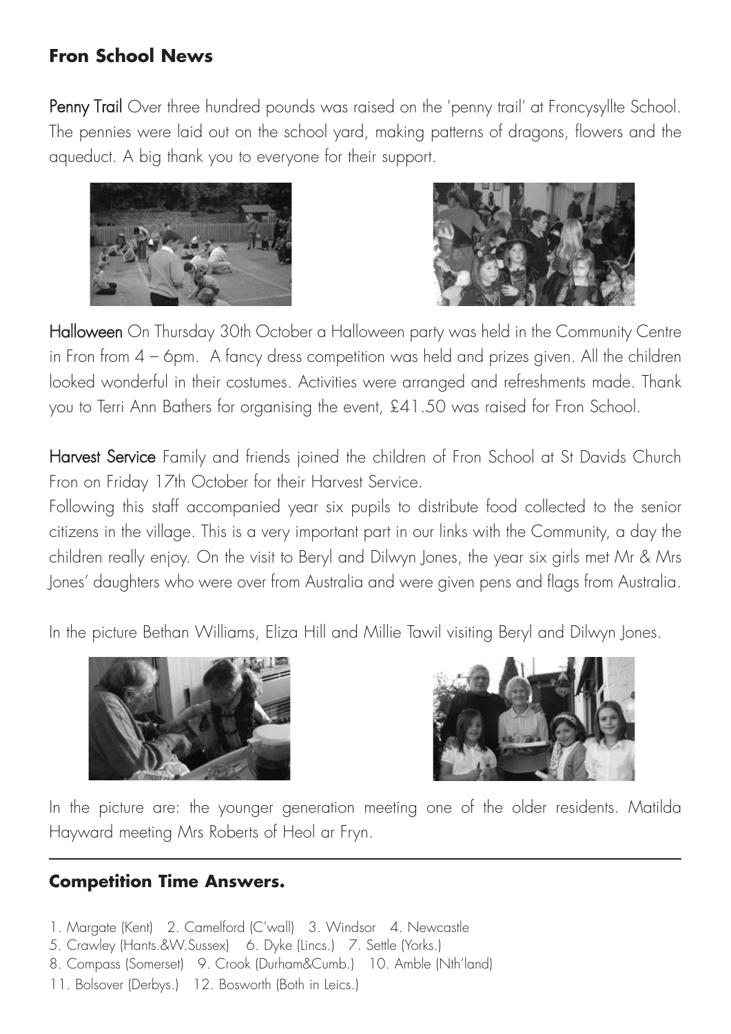## Fron School News

**Penny Trail** Over three hundred pounds was raised on the 'penny trail' at Froncysyllte School. The pennies were laid out on the school yard, making patterns of dragons, flowers and the aqueduct. A big thank you to everyone for their support.

**Halloween** On Thursday 30th October a Halloween party was held in the Community Centre in Fron from 4 – 6pm. A fancy dress competition was held and prizes given. All the children looked wonderful in their costumes. Activities were arranged and refreshments made. Thank you to Terri Ann Bathers for organising the event, £41.50 was raised for Fron School.

**Harvest Service** Family and friends joined the children of Fron School at St Davids Church Fron on Friday 17th October for their Harvest Service.

Following this staff accompanied year six pupils to distribute food collected to the senior citizens in the village. This is a very important part in our links with the Community, a day the children really enjoy. On the visit to Beryl and Dilwyn Jones, the year six girls met Mr & Mrs Jones' daughters who were over from Australia and were given pens and flags from Australia.

In the picture Bethan Williams, Eliza Hill and Millie Tawil visiting Beryl and Dilwyn Jones.

In the picture are: the younger generation meeting one of the older residents. Matilda Hayward meeting Mrs Roberts of Heol ar Fryn.

---

## Competition Time Answers.

1. Margate (Kent) 2. Camelford (C'wall) 3. Windsor 4. Newcastle
5. Crawley (Hants.&W.Sussex) 6. Dyke (Lincs.) 7. Settle (Yorks.)
8. Compass (Somerset) 9. Crook (Durham&Cumb.) 10. Amble (Nth'land)
11. Bolsover (Derbys.) 12. Bosworth (Both in Leics.)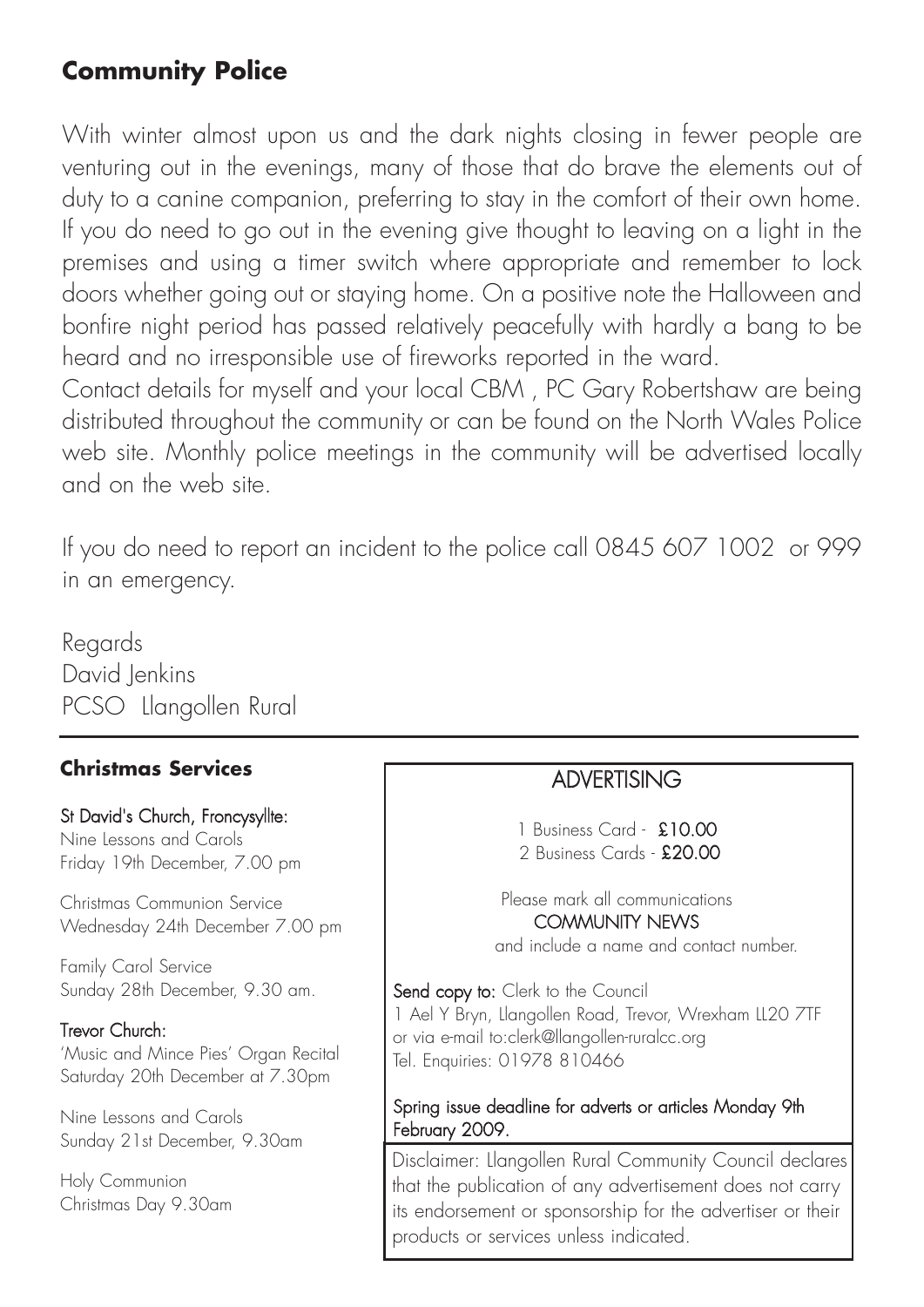## Community Police

With winter almost upon us and the dark nights closing in fewer people are venturing out in the evenings, many of those that do brave the elements out of duty to a canine companion, preferring to stay in the comfort of their own home. If you do need to go out in the evening give thought to leaving on a light in the premises and using a timer switch where appropriate and remember to lock doors whether going out or staying home. On a positive note the Halloween and bonfire night period has passed relatively peacefully with hardly a bang to be heard and no irresponsible use of fireworks reported in the ward.
Contact details for myself and your local CBM , PC Gary Robertshaw are being distributed throughout the community or can be found on the North Wales Police web site. Monthly police meetings in the community will be advertised locally and on the web site.

If you do need to report an incident to the police call 0845 607 1002 or 999 in an emergency.

Regards
David Jenkins
PCSO Llangollen Rural

---

## Christmas Services

**St David's Church, Froncysyllte:**
Nine Lessons and Carols
Friday 19th December, 7.00 pm

Christmas Communion Service
Wednesday 24th December 7.00 pm

Family Carol Service
Sunday 28th December, 9.30 am.

**Trevor Church:**
'Music and Mince Pies' Organ Recital
Saturday 20th December at 7.30pm

Nine Lessons and Carols
Sunday 21st December, 9.30am

Holy Communion
Christmas Day 9.30am

## ADVERTISING

1 Business Card - **£10.00**
2 Business Cards - **£20.00**

Please mark all communications
COMMUNITY NEWS
and include a name and contact number.

**Send copy to:** Clerk to the Council
1 Ael Y Bryn, Llangollen Road, Trevor, Wrexham LL20 7TF
or via e-mail to:clerk@llangollen-ruralcc.org
Tel. Enquiries: 01978 810466

Spring issue deadline for adverts or articles Monday 9th February 2009.

Disclaimer: Llangollen Rural Community Council declares that the publication of any advertisement does not carry its endorsement or sponsorship for the advertiser or their products or services unless indicated.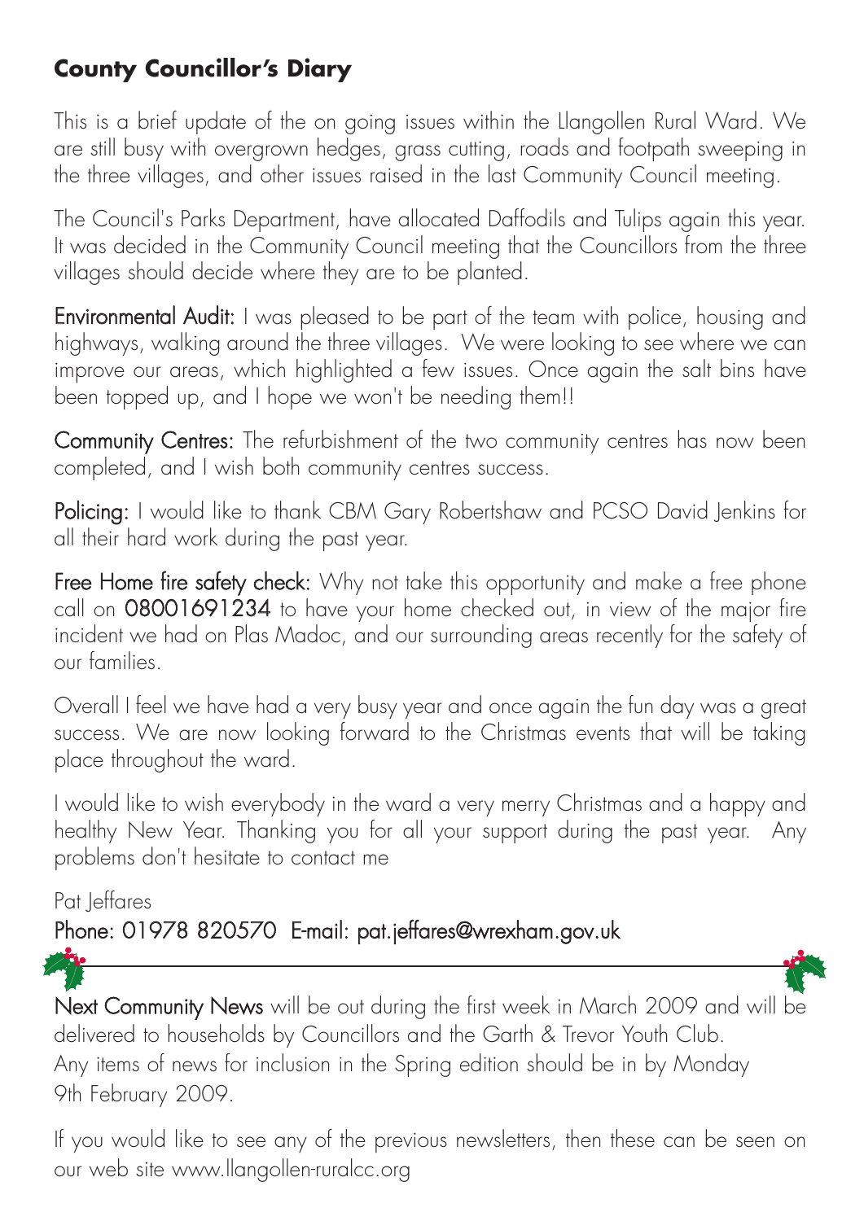## County Councillor's Diary

This is a brief update of the on going issues within the Llangollen Rural Ward. We are still busy with overgrown hedges, grass cutting, roads and footpath sweeping in the three villages, and other issues raised in the last Community Council meeting.

The Council's Parks Department, have allocated Daffodils and Tulips again this year. It was decided in the Community Council meeting that the Councillors from the three villages should decide where they are to be planted.

**Environmental Audit:** I was pleased to be part of the team with police, housing and highways, walking around the three villages. We were looking to see where we can improve our areas, which highlighted a few issues. Once again the salt bins have been topped up, and I hope we won't be needing them!!

**Community Centres:** The refurbishment of the two community centres has now been completed, and I wish both community centres success.

**Policing:** I would like to thank CBM Gary Robertshaw and PCSO David Jenkins for all their hard work during the past year.

**Free Home fire safety check:** Why not take this opportunity and make a free phone call on **08001691234** to have your home checked out, in view of the major fire incident we had on Plas Madoc, and our surrounding areas recently for the safety of our families.

Overall I feel we have had a very busy year and once again the fun day was a great success. We are now looking forward to the Christmas events that will be taking place throughout the ward.

I would like to wish everybody in the ward a very merry Christmas and a happy and healthy New Year. Thanking you for all your support during the past year. Any problems don't hesitate to contact me

Pat Jeffares
**Phone: 01978 820570 E-mail: pat.jeffares@wrexham.gov.uk**

---

**Next Community News** will be out during the first week in March 2009 and will be delivered to households by Councillors and the Garth & Trevor Youth Club. Any items of news for inclusion in the Spring edition should be in by Monday 9th February 2009.

If you would like to see any of the previous newsletters, then these can be seen on our web site www.llangollen-ruralcc.org